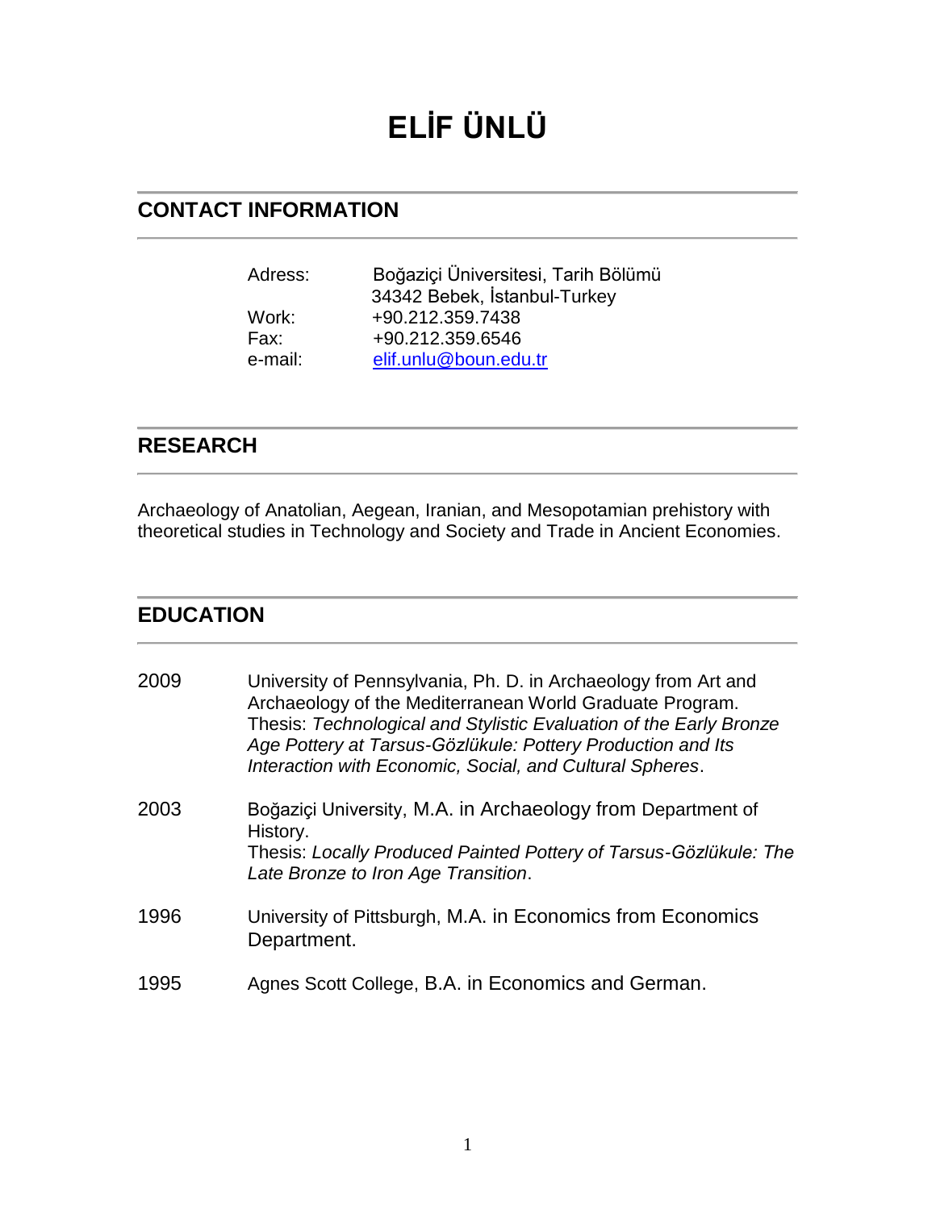# ELİF ÜNLÜ

## CONTACT INFORMATION

Adress: Boğaziçi Üniversitesi, Tarih Bölümü
34342 Bebek, İstanbul-Turkey
Work: +90.212.359.7438
Fax: +90.212.359.6546
e-mail: elif.unlu@boun.edu.tr

## RESEARCH

Archaeology of Anatolian, Aegean, Iranian, and Mesopotamian prehistory with theoretical studies in Technology and Society and Trade in Ancient Economies.

## EDUCATION

2009 — University of Pennsylvania, Ph. D. in Archaeology from Art and Archaeology of the Mediterranean World Graduate Program.
Thesis: *Technological and Stylistic Evaluation of the Early Bronze Age Pottery at Tarsus-Gözlükule: Pottery Production and Its Interaction with Economic, Social, and Cultural Spheres*.

2003 — Boğaziçi University, M.A. in Archaeology from Department of History.
Thesis: *Locally Produced Painted Pottery of Tarsus-Gözlükule: The Late Bronze to Iron Age Transition*.

1996 — University of Pittsburgh, M.A. in Economics from Economics Department.

1995 — Agnes Scott College, B.A. in Economics and German.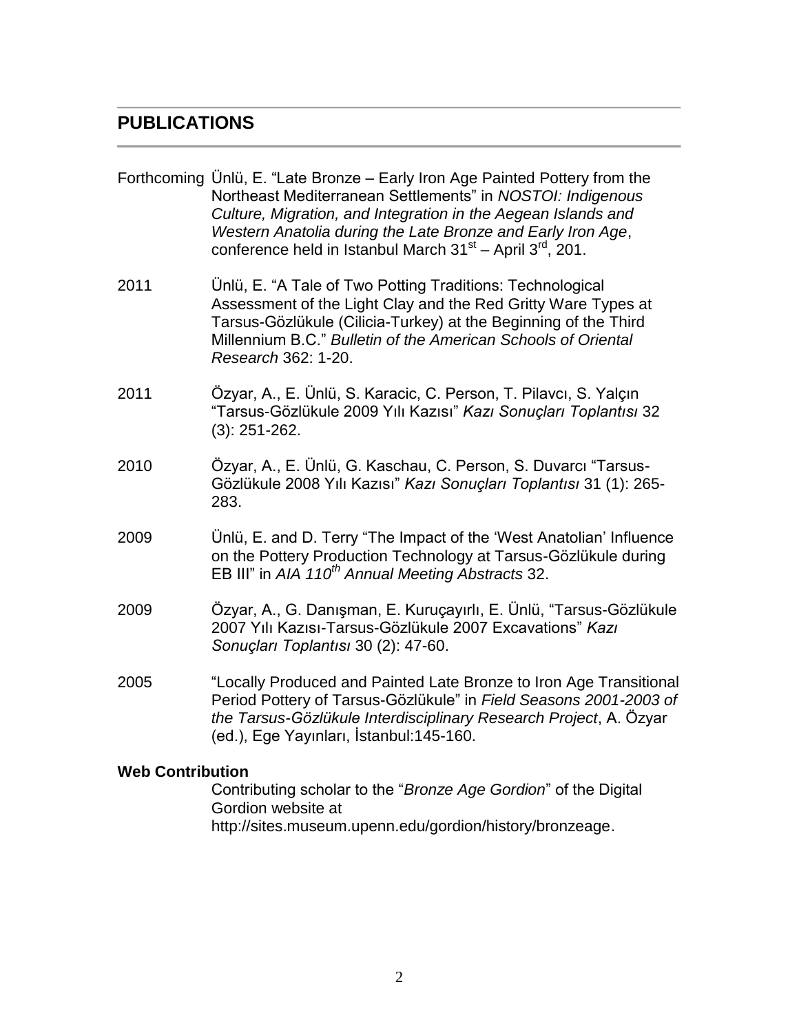## PUBLICATIONS

Forthcoming Ünlü, E. "Late Bronze – Early Iron Age Painted Pottery from the Northeast Mediterranean Settlements" in *NOSTOI: Indigenous Culture, Migration, and Integration in the Aegean Islands and Western Anatolia during the Late Bronze and Early Iron Age*, conference held in Istanbul March 31st – April 3rd, 201.

2011 Ünlü, E. "A Tale of Two Potting Traditions: Technological Assessment of the Light Clay and the Red Gritty Ware Types at Tarsus-Gözlükule (Cilicia-Turkey) at the Beginning of the Third Millennium B.C." *Bulletin of the American Schools of Oriental Research* 362: 1-20.

2011 Özyar, A., E. Ünlü, S. Karacic, C. Person, T. Pilavcı, S. Yalçın "Tarsus-Gözlükule 2009 Yılı Kazısı" *Kazı Sonuçları Toplantısı* 32 (3): 251-262.

2010 Özyar, A., E. Ünlü, G. Kaschau, C. Person, S. Duvarcı "Tarsus-Gözlükule 2008 Yılı Kazısı" *Kazı Sonuçları Toplantısı* 31 (1): 265-283.

2009 Ünlü, E. and D. Terry "The Impact of the 'West Anatolian' Influence on the Pottery Production Technology at Tarsus-Gözlükule during EB III" in *AIA 110th Annual Meeting Abstracts* 32.

2009 Özyar, A., G. Danışman, E. Kuruçayırlı, E. Ünlü, "Tarsus-Gözlükule 2007 Yılı Kazısı-Tarsus-Gözlükule 2007 Excavations" *Kazı Sonuçları Toplantısı* 30 (2): 47-60.

2005 "Locally Produced and Painted Late Bronze to Iron Age Transitional Period Pottery of Tarsus-Gözlükule" in *Field Seasons 2001-2003 of the Tarsus-Gözlükule Interdisciplinary Research Project*, A. Özyar (ed.), Ege Yayınları, İstanbul:145-160.

**Web Contribution**

Contributing scholar to the "*Bronze Age Gordion*" of the Digital Gordion website at http://sites.museum.upenn.edu/gordion/history/bronzeage.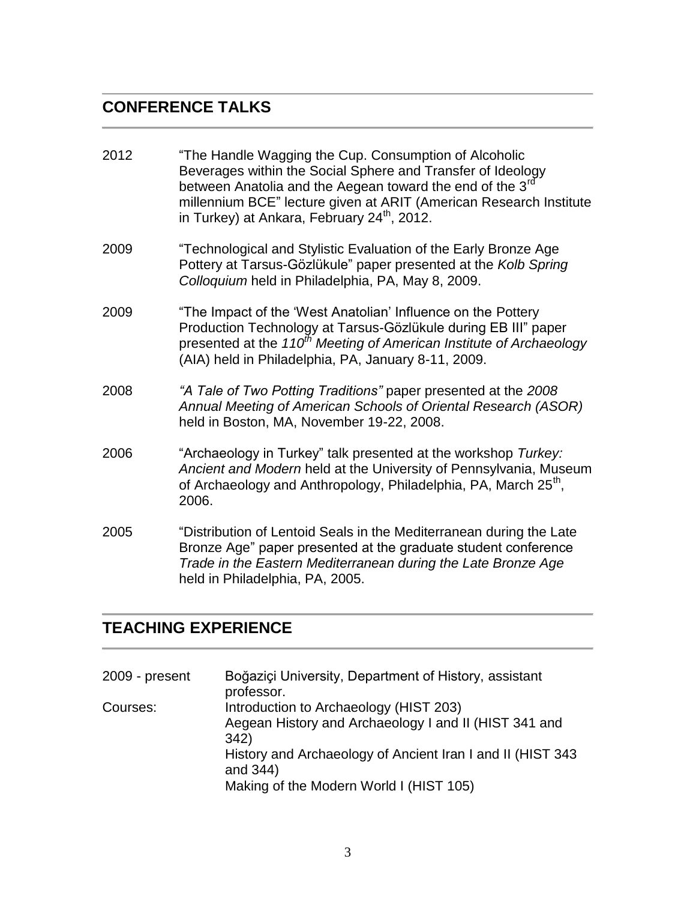## CONFERENCE TALKS

2012 "The Handle Wagging the Cup. Consumption of Alcoholic Beverages within the Social Sphere and Transfer of Ideology between Anatolia and the Aegean toward the end of the 3rd millennium BCE" lecture given at ARIT (American Research Institute in Turkey) at Ankara, February 24th, 2012.

2009 "Technological and Stylistic Evaluation of the Early Bronze Age Pottery at Tarsus-Gözlükule" paper presented at the *Kolb Spring Colloquium* held in Philadelphia, PA, May 8, 2009.

2009 "The Impact of the 'West Anatolian' Influence on the Pottery Production Technology at Tarsus-Gözlükule during EB III" paper presented at the *110th Meeting of American Institute of Archaeology* (AIA) held in Philadelphia, PA, January 8-11, 2009.

2008 *"A Tale of Two Potting Traditions"* paper presented at the *2008 Annual Meeting of American Schools of Oriental Research (ASOR)* held in Boston, MA, November 19-22, 2008.

2006 "Archaeology in Turkey" talk presented at the workshop *Turkey: Ancient and Modern* held at the University of Pennsylvania, Museum of Archaeology and Anthropology, Philadelphia, PA, March 25th, 2006.

2005 "Distribution of Lentoid Seals in the Mediterranean during the Late Bronze Age" paper presented at the graduate student conference *Trade in the Eastern Mediterranean during the Late Bronze Age* held in Philadelphia, PA, 2005.

## TEACHING EXPERIENCE

2009 - present Boğaziçi University, Department of History, assistant professor.

Courses:
Introduction to Archaeology (HIST 203)
Aegean History and Archaeology I and II (HIST 341 and 342)
History and Archaeology of Ancient Iran I and II (HIST 343 and 344)
Making of the Modern World I (HIST 105)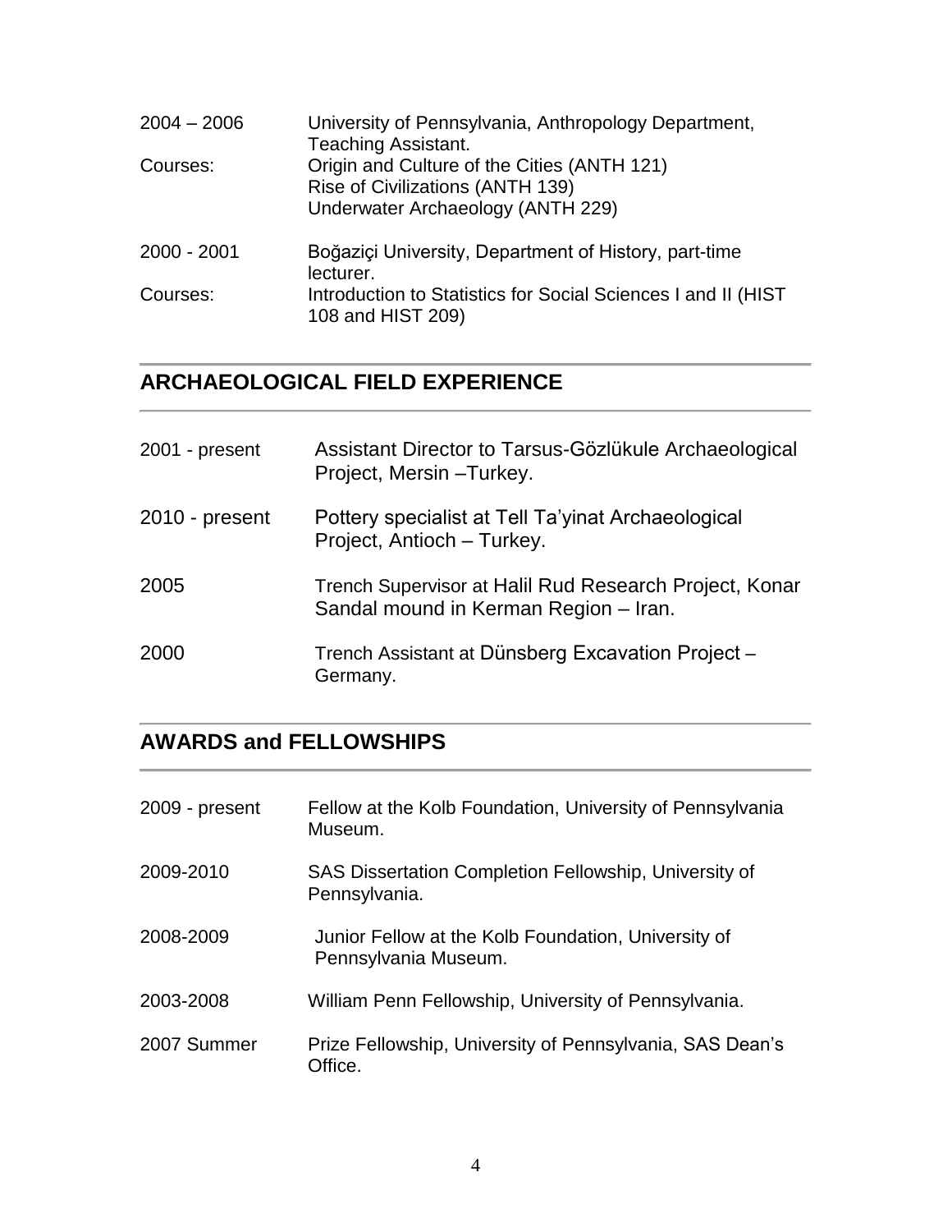| | |
|---|---|
| 2004 – 2006 | University of Pennsylvania, Anthropology Department, Teaching Assistant. |
| Courses: | Origin and Culture of the Cities (ANTH 121)<br>Rise of Civilizations (ANTH 139)<br>Underwater Archaeology (ANTH 229) |
| 2000 - 2001 | Boğaziçi University, Department of History, part-time lecturer. |
| Courses: | Introduction to Statistics for Social Sciences I and II (HIST 108 and HIST 209) |

## ARCHAEOLOGICAL FIELD EXPERIENCE

| | |
|---|---|
| 2001 - present | Assistant Director to Tarsus-Gözlükule Archaeological Project, Mersin –Turkey. |
| 2010 - present | Pottery specialist at Tell Ta'yinat Archaeological Project, Antioch – Turkey. |
| 2005 | Trench Supervisor at Halil Rud Research Project, Konar Sandal mound in Kerman Region – Iran. |
| 2000 | Trench Assistant at Dünsberg Excavation Project – Germany. |

## AWARDS and FELLOWSHIPS

| | |
|---|---|
| 2009 - present | Fellow at the Kolb Foundation, University of Pennsylvania Museum. |
| 2009-2010 | SAS Dissertation Completion Fellowship, University of Pennsylvania. |
| 2008-2009 | Junior Fellow at the Kolb Foundation, University of Pennsylvania Museum. |
| 2003-2008 | William Penn Fellowship, University of Pennsylvania. |
| 2007 Summer | Prize Fellowship, University of Pennsylvania, SAS Dean's Office. |